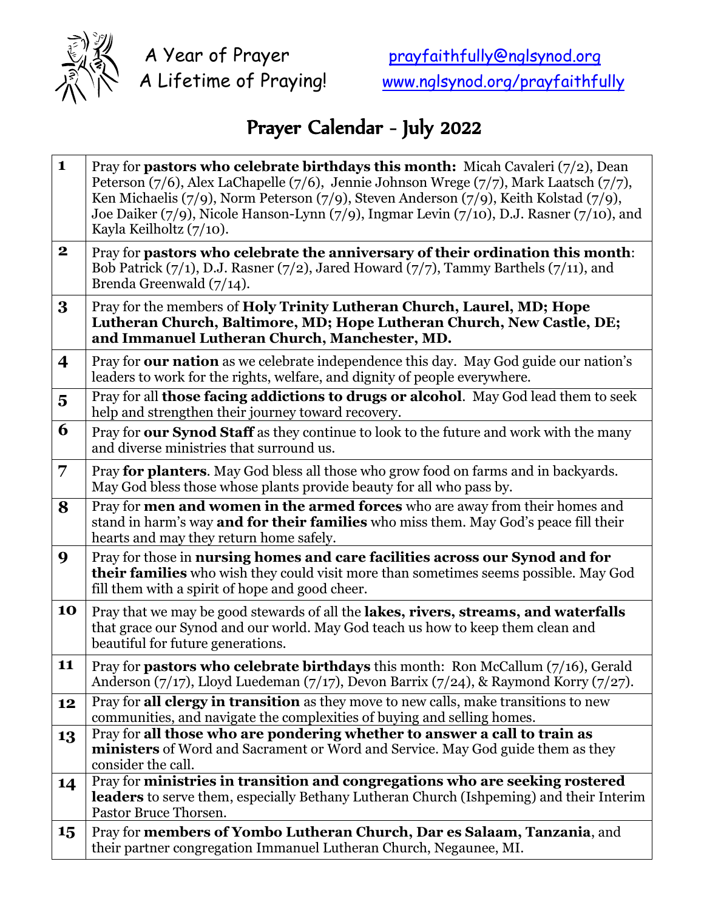A Year of Prayer
A Lifetime of Praying!

prayfaithfully@nglsynod.org
www.nglsynod.org/prayfaithfully

# Prayer Calendar - July 2022

| | |
|---|---|
| **1** | Pray for **pastors who celebrate birthdays this month:** Micah Cavaleri (7/2), Dean Peterson (7/6), Alex LaChapelle (7/6), Jennie Johnson Wrege (7/7), Mark Laatsch (7/7), Ken Michaelis (7/9), Norm Peterson (7/9), Steven Anderson (7/9), Keith Kolstad (7/9), Joe Daiker (7/9), Nicole Hanson-Lynn (7/9), Ingmar Levin (7/10), D.J. Rasner (7/10), and Kayla Keilholtz (7/10). |
| **2** | Pray for **pastors who celebrate the anniversary of their ordination this month**: Bob Patrick (7/1), D.J. Rasner (7/2), Jared Howard (7/7), Tammy Barthels (7/11), and Brenda Greenwald (7/14). |
| **3** | Pray for the members of **Holy Trinity Lutheran Church, Laurel, MD; Hope Lutheran Church, Baltimore, MD; Hope Lutheran Church, New Castle, DE; and Immanuel Lutheran Church, Manchester, MD.** |
| **4** | Pray for **our nation** as we celebrate independence this day. May God guide our nation's leaders to work for the rights, welfare, and dignity of people everywhere. |
| **5** | Pray for all **those facing addictions to drugs or alcohol**. May God lead them to seek help and strengthen their journey toward recovery. |
| **6** | Pray for **our Synod Staff** as they continue to look to the future and work with the many and diverse ministries that surround us. |
| **7** | Pray **for planters**. May God bless all those who grow food on farms and in backyards. May God bless those whose plants provide beauty for all who pass by. |
| **8** | Pray for **men and women in the armed forces** who are away from their homes and stand in harm's way **and for their families** who miss them. May God's peace fill their hearts and may they return home safely. |
| **9** | Pray for those in **nursing homes and care facilities across our Synod and for their families** who wish they could visit more than sometimes seems possible. May God fill them with a spirit of hope and good cheer. |
| **10** | Pray that we may be good stewards of all the **lakes, rivers, streams, and waterfalls** that grace our Synod and our world. May God teach us how to keep them clean and beautiful for future generations. |
| **11** | Pray for **pastors who celebrate birthdays** this month: Ron McCallum (7/16), Gerald Anderson (7/17), Lloyd Luedeman (7/17), Devon Barrix (7/24), & Raymond Korry (7/27). |
| **12** | Pray for **all clergy in transition** as they move to new calls, make transitions to new communities, and navigate the complexities of buying and selling homes. |
| **13** | Pray for **all those who are pondering whether to answer a call to train as ministers** of Word and Sacrament or Word and Service. May God guide them as they consider the call. |
| **14** | Pray for **ministries in transition and congregations who are seeking rostered leaders** to serve them, especially Bethany Lutheran Church (Ishpeming) and their Interim Pastor Bruce Thorsen. |
| **15** | Pray for **members of Yombo Lutheran Church, Dar es Salaam, Tanzania**, and their partner congregation Immanuel Lutheran Church, Negaunee, MI. |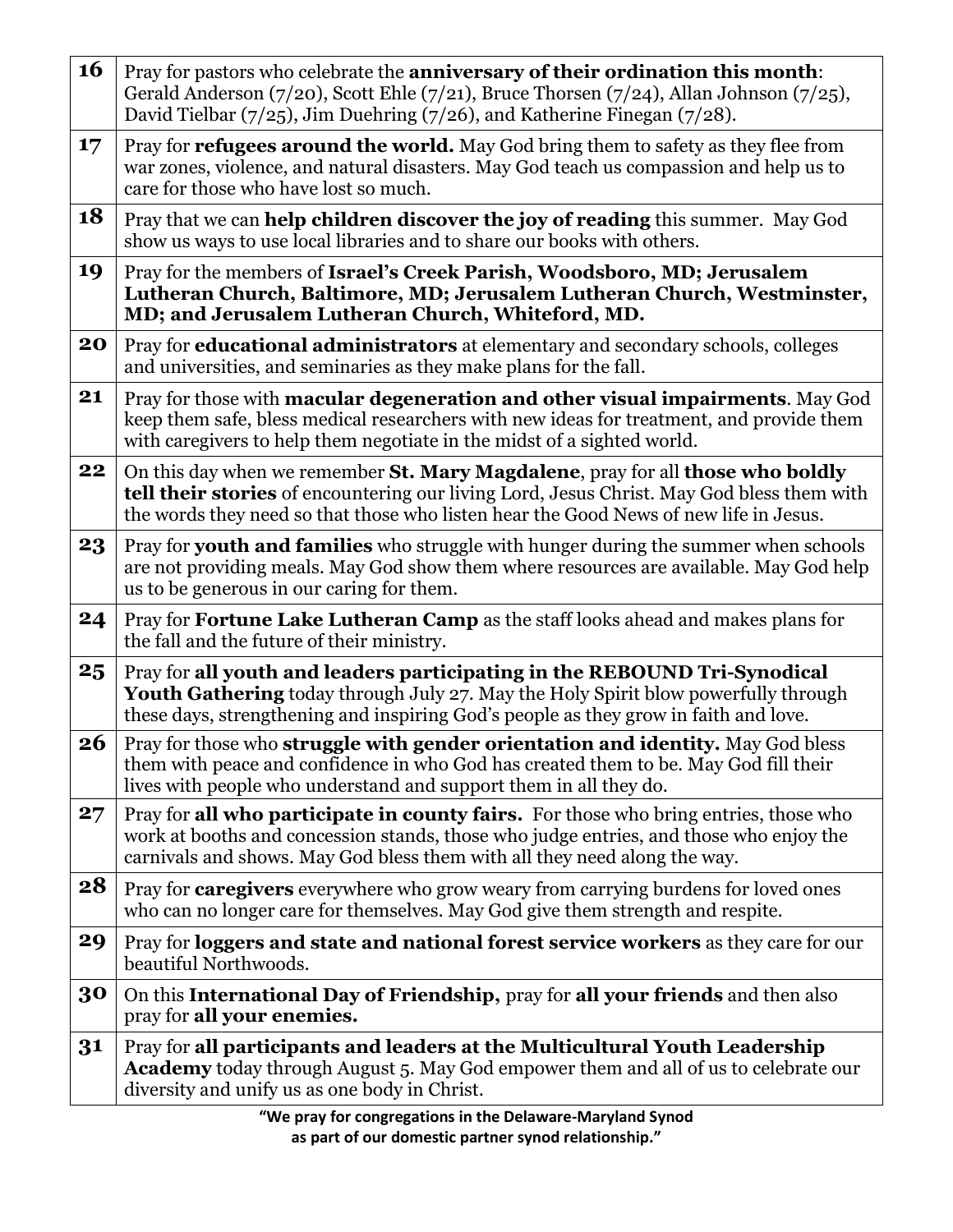| | |
|---|---|
| **16** | Pray for pastors who celebrate the **anniversary of their ordination this month**: Gerald Anderson (7/20), Scott Ehle (7/21), Bruce Thorsen (7/24), Allan Johnson (7/25), David Tielbar (7/25), Jim Duehring (7/26), and Katherine Finegan (7/28). |
| **17** | Pray for **refugees around the world.** May God bring them to safety as they flee from war zones, violence, and natural disasters. May God teach us compassion and help us to care for those who have lost so much. |
| **18** | Pray that we can **help children discover the joy of reading** this summer. May God show us ways to use local libraries and to share our books with others. |
| **19** | Pray for the members of **Israel's Creek Parish, Woodsboro, MD; Jerusalem Lutheran Church, Baltimore, MD; Jerusalem Lutheran Church, Westminster, MD; and Jerusalem Lutheran Church, Whiteford, MD.** |
| **20** | Pray for **educational administrators** at elementary and secondary schools, colleges and universities, and seminaries as they make plans for the fall. |
| **21** | Pray for those with **macular degeneration and other visual impairments**. May God keep them safe, bless medical researchers with new ideas for treatment, and provide them with caregivers to help them negotiate in the midst of a sighted world. |
| **22** | On this day when we remember **St. Mary Magdalene**, pray for all **those who boldly tell their stories** of encountering our living Lord, Jesus Christ. May God bless them with the words they need so that those who listen hear the Good News of new life in Jesus. |
| **23** | Pray for **youth and families** who struggle with hunger during the summer when schools are not providing meals. May God show them where resources are available. May God help us to be generous in our caring for them. |
| **24** | Pray for **Fortune Lake Lutheran Camp** as the staff looks ahead and makes plans for the fall and the future of their ministry. |
| **25** | Pray for **all youth and leaders participating in the REBOUND Tri-Synodical Youth Gathering** today through July 27. May the Holy Spirit blow powerfully through these days, strengthening and inspiring God's people as they grow in faith and love. |
| **26** | Pray for those who **struggle with gender orientation and identity.** May God bless them with peace and confidence in who God has created them to be. May God fill their lives with people who understand and support them in all they do. |
| **27** | Pray for **all who participate in county fairs.** For those who bring entries, those who work at booths and concession stands, those who judge entries, and those who enjoy the carnivals and shows. May God bless them with all they need along the way. |
| **28** | Pray for **caregivers** everywhere who grow weary from carrying burdens for loved ones who can no longer care for themselves. May God give them strength and respite. |
| **29** | Pray for **loggers and state and national forest service workers** as they care for our beautiful Northwoods. |
| **30** | On this **International Day of Friendship,** pray for **all your friends** and then also pray for **all your enemies.** |
| **31** | Pray for **all participants and leaders at the Multicultural Youth Leadership Academy** today through August 5. May God empower them and all of us to celebrate our diversity and unify us as one body in Christ. |

**"We pray for congregations in the Delaware-Maryland Synod as part of our domestic partner synod relationship."**